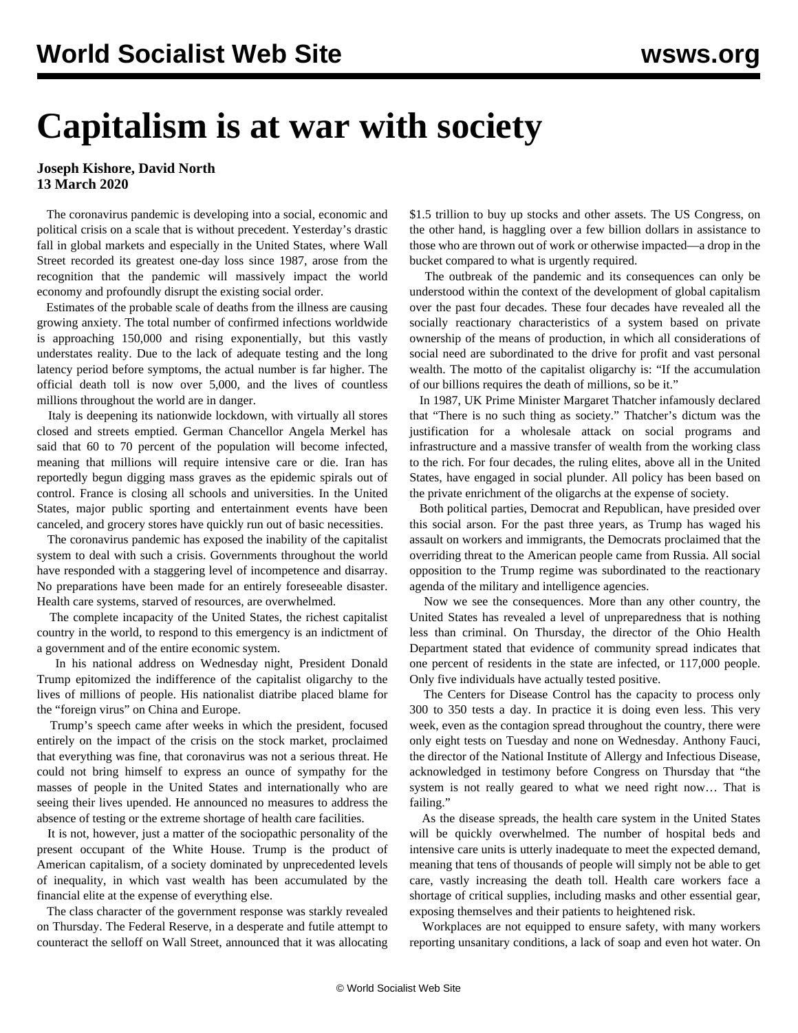# Capitalism is at war with society

**Joseph Kishore, David North**
**13 March 2020**

The coronavirus pandemic is developing into a social, economic and political crisis on a scale that is without precedent. Yesterday's drastic fall in global markets and especially in the United States, where Wall Street recorded its greatest one-day loss since 1987, arose from the recognition that the pandemic will massively impact the world economy and profoundly disrupt the existing social order.

Estimates of the probable scale of deaths from the illness are causing growing anxiety. The total number of confirmed infections worldwide is approaching 150,000 and rising exponentially, but this vastly understates reality. Due to the lack of adequate testing and the long latency period before symptoms, the actual number is far higher. The official death toll is now over 5,000, and the lives of countless millions throughout the world are in danger.

Italy is deepening its nationwide lockdown, with virtually all stores closed and streets emptied. German Chancellor Angela Merkel has said that 60 to 70 percent of the population will become infected, meaning that millions will require intensive care or die. Iran has reportedly begun digging mass graves as the epidemic spirals out of control. France is closing all schools and universities. In the United States, major public sporting and entertainment events have been canceled, and grocery stores have quickly run out of basic necessities.

The coronavirus pandemic has exposed the inability of the capitalist system to deal with such a crisis. Governments throughout the world have responded with a staggering level of incompetence and disarray. No preparations have been made for an entirely foreseeable disaster. Health care systems, starved of resources, are overwhelmed.

The complete incapacity of the United States, the richest capitalist country in the world, to respond to this emergency is an indictment of a government and of the entire economic system.

In his national address on Wednesday night, President Donald Trump epitomized the indifference of the capitalist oligarchy to the lives of millions of people. His nationalist diatribe placed blame for the "foreign virus" on China and Europe.

Trump's speech came after weeks in which the president, focused entirely on the impact of the crisis on the stock market, proclaimed that everything was fine, that coronavirus was not a serious threat. He could not bring himself to express an ounce of sympathy for the masses of people in the United States and internationally who are seeing their lives upended. He announced no measures to address the absence of testing or the extreme shortage of health care facilities.

It is not, however, just a matter of the sociopathic personality of the present occupant of the White House. Trump is the product of American capitalism, of a society dominated by unprecedented levels of inequality, in which vast wealth has been accumulated by the financial elite at the expense of everything else.

The class character of the government response was starkly revealed on Thursday. The Federal Reserve, in a desperate and futile attempt to counteract the selloff on Wall Street, announced that it was allocating $1.5 trillion to buy up stocks and other assets. The US Congress, on the other hand, is haggling over a few billion dollars in assistance to those who are thrown out of work or otherwise impacted—a drop in the bucket compared to what is urgently required.

The outbreak of the pandemic and its consequences can only be understood within the context of the development of global capitalism over the past four decades. These four decades have revealed all the socially reactionary characteristics of a system based on private ownership of the means of production, in which all considerations of social need are subordinated to the drive for profit and vast personal wealth. The motto of the capitalist oligarchy is: "If the accumulation of our billions requires the death of millions, so be it."

In 1987, UK Prime Minister Margaret Thatcher infamously declared that "There is no such thing as society." Thatcher's dictum was the justification for a wholesale attack on social programs and infrastructure and a massive transfer of wealth from the working class to the rich. For four decades, the ruling elites, above all in the United States, have engaged in social plunder. All policy has been based on the private enrichment of the oligarchs at the expense of society.

Both political parties, Democrat and Republican, have presided over this social arson. For the past three years, as Trump has waged his assault on workers and immigrants, the Democrats proclaimed that the overriding threat to the American people came from Russia. All social opposition to the Trump regime was subordinated to the reactionary agenda of the military and intelligence agencies.

Now we see the consequences. More than any other country, the United States has revealed a level of unpreparedness that is nothing less than criminal. On Thursday, the director of the Ohio Health Department stated that evidence of community spread indicates that one percent of residents in the state are infected, or 117,000 people. Only five individuals have actually tested positive.

The Centers for Disease Control has the capacity to process only 300 to 350 tests a day. In practice it is doing even less. This very week, even as the contagion spread throughout the country, there were only eight tests on Tuesday and none on Wednesday. Anthony Fauci, the director of the National Institute of Allergy and Infectious Disease, acknowledged in testimony before Congress on Thursday that "the system is not really geared to what we need right now… That is failing."

As the disease spreads, the health care system in the United States will be quickly overwhelmed. The number of hospital beds and intensive care units is utterly inadequate to meet the expected demand, meaning that tens of thousands of people will simply not be able to get care, vastly increasing the death toll. Health care workers face a shortage of critical supplies, including masks and other essential gear, exposing themselves and their patients to heightened risk.

Workplaces are not equipped to ensure safety, with many workers reporting unsanitary conditions, a lack of soap and even hot water. On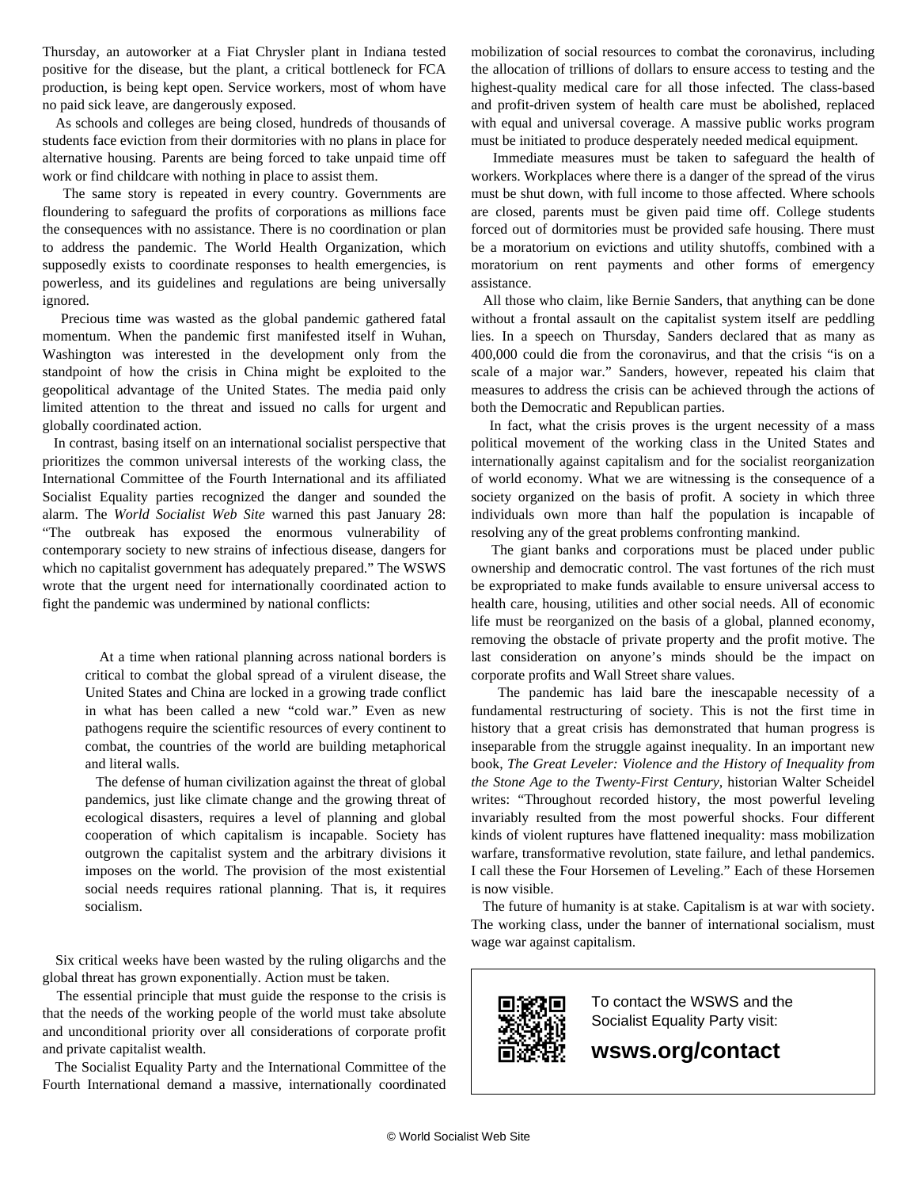Thursday, an autoworker at a Fiat Chrysler plant in Indiana tested positive for the disease, but the plant, a critical bottleneck for FCA production, is being kept open. Service workers, most of whom have no paid sick leave, are dangerously exposed.

As schools and colleges are being closed, hundreds of thousands of students face eviction from their dormitories with no plans in place for alternative housing. Parents are being forced to take unpaid time off work or find childcare with nothing in place to assist them.

The same story is repeated in every country. Governments are floundering to safeguard the profits of corporations as millions face the consequences with no assistance. There is no coordination or plan to address the pandemic. The World Health Organization, which supposedly exists to coordinate responses to health emergencies, is powerless, and its guidelines and regulations are being universally ignored.

Precious time was wasted as the global pandemic gathered fatal momentum. When the pandemic first manifested itself in Wuhan, Washington was interested in the development only from the standpoint of how the crisis in China might be exploited to the geopolitical advantage of the United States. The media paid only limited attention to the threat and issued no calls for urgent and globally coordinated action.

In contrast, basing itself on an international socialist perspective that prioritizes the common universal interests of the working class, the International Committee of the Fourth International and its affiliated Socialist Equality parties recognized the danger and sounded the alarm. The *World Socialist Web Site* warned this past January 28: "The outbreak has exposed the enormous vulnerability of contemporary society to new strains of infectious disease, dangers for which no capitalist government has adequately prepared." The WSWS wrote that the urgent need for internationally coordinated action to fight the pandemic was undermined by national conflicts:

> At a time when rational planning across national borders is critical to combat the global spread of a virulent disease, the United States and China are locked in a growing trade conflict in what has been called a new "cold war." Even as new pathogens require the scientific resources of every continent to combat, the countries of the world are building metaphorical and literal walls.
>
> The defense of human civilization against the threat of global pandemics, just like climate change and the growing threat of ecological disasters, requires a level of planning and global cooperation of which capitalism is incapable. Society has outgrown the capitalist system and the arbitrary divisions it imposes on the world. The provision of the most existential social needs requires rational planning. That is, it requires socialism.

Six critical weeks have been wasted by the ruling oligarchs and the global threat has grown exponentially. Action must be taken.

The essential principle that must guide the response to the crisis is that the needs of the working people of the world must take absolute and unconditional priority over all considerations of corporate profit and private capitalist wealth.

The Socialist Equality Party and the International Committee of the Fourth International demand a massive, internationally coordinated mobilization of social resources to combat the coronavirus, including the allocation of trillions of dollars to ensure access to testing and the highest-quality medical care for all those infected. The class-based and profit-driven system of health care must be abolished, replaced with equal and universal coverage. A massive public works program must be initiated to produce desperately needed medical equipment.

Immediate measures must be taken to safeguard the health of workers. Workplaces where there is a danger of the spread of the virus must be shut down, with full income to those affected. Where schools are closed, parents must be given paid time off. College students forced out of dormitories must be provided safe housing. There must be a moratorium on evictions and utility shutoffs, combined with a moratorium on rent payments and other forms of emergency assistance.

All those who claim, like Bernie Sanders, that anything can be done without a frontal assault on the capitalist system itself are peddling lies. In a speech on Thursday, Sanders declared that as many as 400,000 could die from the coronavirus, and that the crisis "is on a scale of a major war." Sanders, however, repeated his claim that measures to address the crisis can be achieved through the actions of both the Democratic and Republican parties.

In fact, what the crisis proves is the urgent necessity of a mass political movement of the working class in the United States and internationally against capitalism and for the socialist reorganization of world economy. What we are witnessing is the consequence of a society organized on the basis of profit. A society in which three individuals own more than half the population is incapable of resolving any of the great problems confronting mankind.

The giant banks and corporations must be placed under public ownership and democratic control. The vast fortunes of the rich must be expropriated to make funds available to ensure universal access to health care, housing, utilities and other social needs. All of economic life must be reorganized on the basis of a global, planned economy, removing the obstacle of private property and the profit motive. The last consideration on anyone's minds should be the impact on corporate profits and Wall Street share values.

The pandemic has laid bare the inescapable necessity of a fundamental restructuring of society. This is not the first time in history that a great crisis has demonstrated that human progress is inseparable from the struggle against inequality. In an important new book, *The Great Leveler: Violence and the History of Inequality from the Stone Age to the Twenty-First Century*, historian Walter Scheidel writes: "Throughout recorded history, the most powerful leveling invariably resulted from the most powerful shocks. Four different kinds of violent ruptures have flattened inequality: mass mobilization warfare, transformative revolution, state failure, and lethal pandemics. I call these the Four Horsemen of Leveling." Each of these Horsemen is now visible.

The future of humanity is at stake. Capitalism is at war with society. The working class, under the banner of international socialism, must wage war against capitalism.

To contact the WSWS and the Socialist Equality Party visit:

**wsws.org/contact**